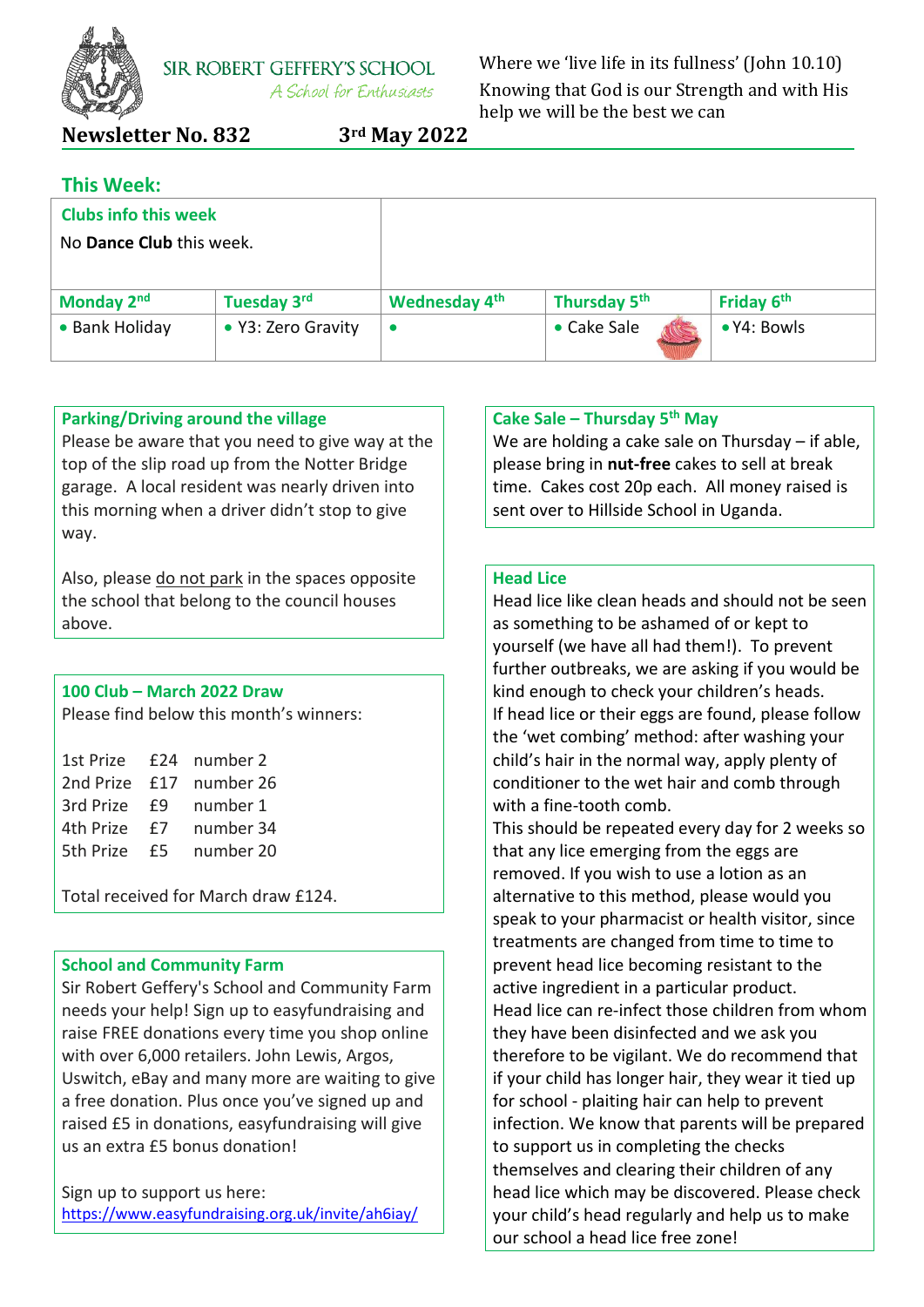SIR ROBERT GEFFERY'S SCHOOL

*A School for Enthusiasts*

Where we 'live life in its fullness' (John 10.10)
Knowing that God is our Strength and with His help we will be the best we can

**Newsletter No. 832** **3rd May 2022**

## This Week:

### Clubs info this week

No **Dance Club** this week.

| Monday 2nd | Tuesday 3rd | Wednesday 4th | Thursday 5th | Friday 6th |
|---|---|---|---|---|
| • Bank Holiday | • Y3: Zero Gravity | • | • Cake Sale | • Y4: Bowls |

### Parking/Driving around the village

Please be aware that you need to give way at the top of the slip road up from the Notter Bridge garage. A local resident was nearly driven into this morning when a driver didn't stop to give way.

Also, please do not park in the spaces opposite the school that belong to the council houses above.

### 100 Club – March 2022 Draw

Please find below this month's winners:

| | | |
|---|---|---|
| 1st Prize | £24 | number 2 |
| 2nd Prize | £17 | number 26 |
| 3rd Prize | £9 | number 1 |
| 4th Prize | £7 | number 34 |
| 5th Prize | £5 | number 20 |

Total received for March draw £124.

### School and Community Farm

Sir Robert Geffery's School and Community Farm needs your help! Sign up to easyfundraising and raise FREE donations every time you shop online with over 6,000 retailers. John Lewis, Argos, Uswitch, eBay and many more are waiting to give a free donation. Plus once you've signed up and raised £5 in donations, easyfundraising will give us an extra £5 bonus donation!

Sign up to support us here:
https://www.easyfundraising.org.uk/invite/ah6iay/

### Cake Sale – Thursday 5th May

We are holding a cake sale on Thursday – if able, please bring in **nut-free** cakes to sell at break time. Cakes cost 20p each. All money raised is sent over to Hillside School in Uganda.

### Head Lice

Head lice like clean heads and should not be seen as something to be ashamed of or kept to yourself (we have all had them!). To prevent further outbreaks, we are asking if you would be kind enough to check your children's heads.
If head lice or their eggs are found, please follow the 'wet combing' method: after washing your child's hair in the normal way, apply plenty of conditioner to the wet hair and comb through with a fine-tooth comb.
This should be repeated every day for 2 weeks so that any lice emerging from the eggs are removed. If you wish to use a lotion as an alternative to this method, please would you speak to your pharmacist or health visitor, since treatments are changed from time to time to prevent head lice becoming resistant to the active ingredient in a particular product.
Head lice can re-infect those children from whom they have been disinfected and we ask you therefore to be vigilant. We do recommend that if your child has longer hair, they wear it tied up for school - plaiting hair can help to prevent infection. We know that parents will be prepared to support us in completing the checks themselves and clearing their children of any head lice which may be discovered. Please check your child's head regularly and help us to make our school a head lice free zone!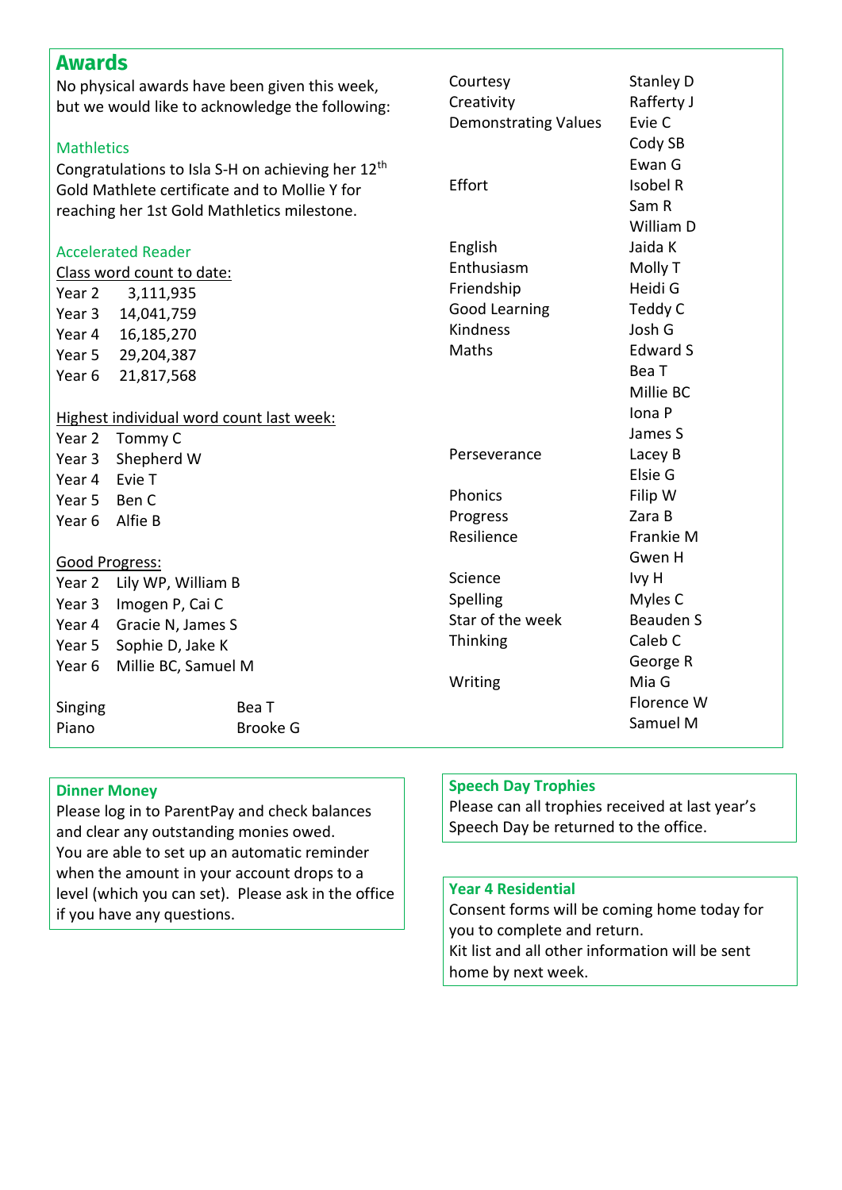## Awards

No physical awards have been given this week, but we would like to acknowledge the following:

### Mathletics

Congratulations to Isla S-H on achieving her 12th Gold Mathlete certificate and to Mollie Y for reaching her 1st Gold Mathletics milestone.

### Accelerated Reader

Class word count to date:

| | |
|---|---|
| Year 2 | 3,111,935 |
| Year 3 | 14,041,759 |
| Year 4 | 16,185,270 |
| Year 5 | 29,204,387 |
| Year 6 | 21,817,568 |

Highest individual word count last week:

| | |
|---|---|
| Year 2 | Tommy C |
| Year 3 | Shepherd W |
| Year 4 | Evie T |
| Year 5 | Ben C |
| Year 6 | Alfie B |

Good Progress:

| | |
|---|---|
| Year 2 | Lily WP, William B |
| Year 3 | Imogen P, Cai C |
| Year 4 | Gracie N, James S |
| Year 5 | Sophie D, Jake K |
| Year 6 | Millie BC, Samuel M |

| | |
|---|---|
| Singing | Bea T |
| Piano | Brooke G |

| | |
|---|---|
| Courtesy | Stanley D |
| Creativity | Rafferty J |
| Demonstrating Values | Evie C |
| | Cody SB |
| | Ewan G |
| Effort | Isobel R |
| | Sam R |
| | William D |
| English | Jaida K |
| Enthusiasm | Molly T |
| Friendship | Heidi G |
| Good Learning | Teddy C |
| Kindness | Josh G |
| Maths | Edward S |
| | Bea T |
| | Millie BC |
| | Iona P |
| | James S |
| Perseverance | Lacey B |
| | Elsie G |
| Phonics | Filip W |
| Progress | Zara B |
| Resilience | Frankie M |
| | Gwen H |
| Science | Ivy H |
| Spelling | Myles C |
| Star of the week | Beauden S |
| Thinking | Caleb C |
| | George R |
| Writing | Mia G |
| | Florence W |
| | Samuel M |

### Dinner Money

Please log in to ParentPay and check balances and clear any outstanding monies owed.
You are able to set up an automatic reminder when the amount in your account drops to a level (which you can set). Please ask in the office if you have any questions.

### Speech Day Trophies

Please can all trophies received at last year's Speech Day be returned to the office.

### Year 4 Residential

Consent forms will be coming home today for you to complete and return.
Kit list and all other information will be sent home by next week.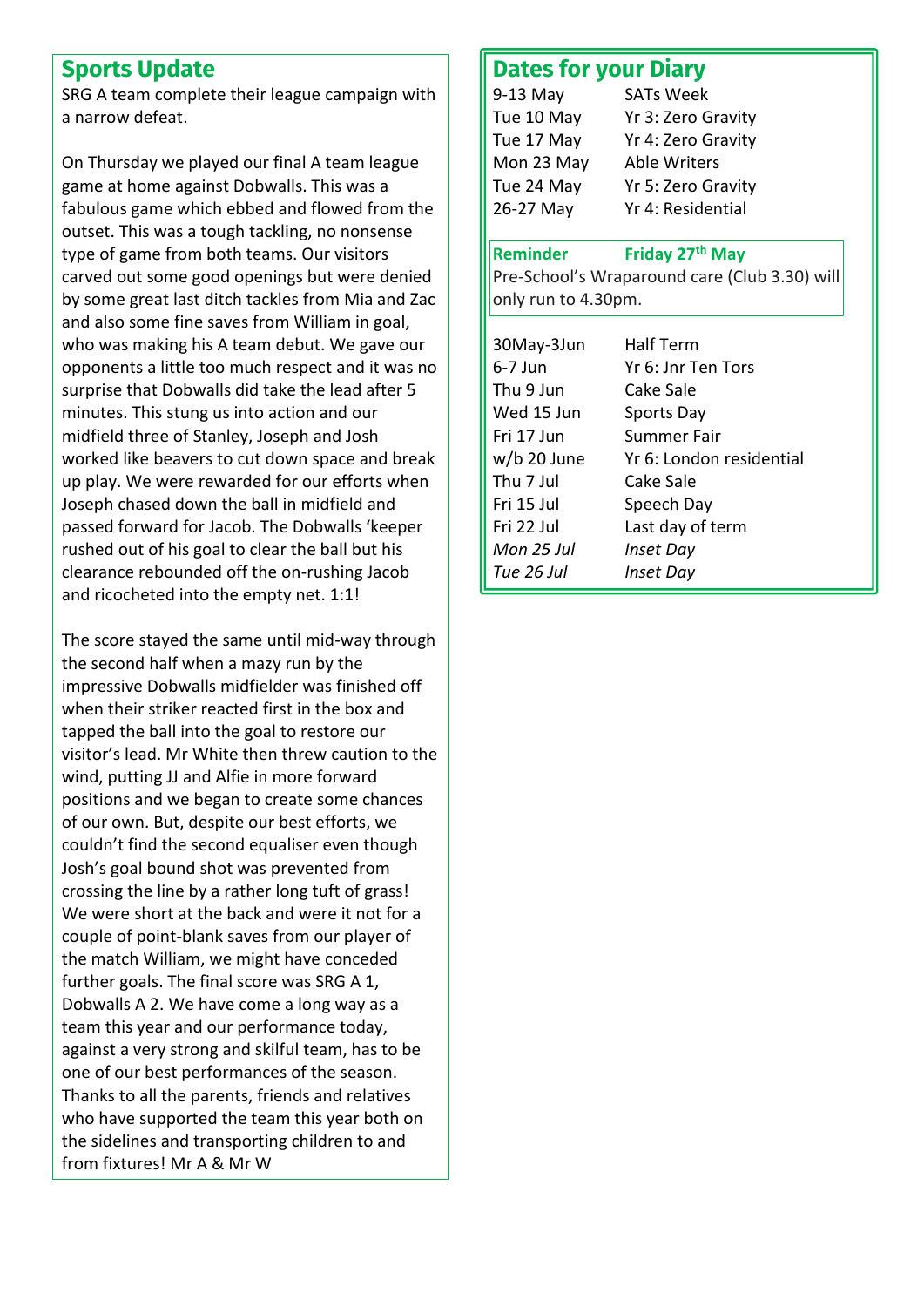## Sports Update

SRG A team complete their league campaign with a narrow defeat.

On Thursday we played our final A team league game at home against Dobwalls. This was a fabulous game which ebbed and flowed from the outset. This was a tough tackling, no nonsense type of game from both teams. Our visitors carved out some good openings but were denied by some great last ditch tackles from Mia and Zac and also some fine saves from William in goal, who was making his A team debut. We gave our opponents a little too much respect and it was no surprise that Dobwalls did take the lead after 5 minutes. This stung us into action and our midfield three of Stanley, Joseph and Josh worked like beavers to cut down space and break up play. We were rewarded for our efforts when Joseph chased down the ball in midfield and passed forward for Jacob. The Dobwalls 'keeper rushed out of his goal to clear the ball but his clearance rebounded off the on-rushing Jacob and ricocheted into the empty net. 1:1!

The score stayed the same until mid-way through the second half when a mazy run by the impressive Dobwalls midfielder was finished off when their striker reacted first in the box and tapped the ball into the goal to restore our visitor's lead. Mr White then threw caution to the wind, putting JJ and Alfie in more forward positions and we began to create some chances of our own. But, despite our best efforts, we couldn't find the second equaliser even though Josh's goal bound shot was prevented from crossing the line by a rather long tuft of grass! We were short at the back and were it not for a couple of point-blank saves from our player of the match William, we might have conceded further goals. The final score was SRG A 1, Dobwalls A 2. We have come a long way as a team this year and our performance today, against a very strong and skilful team, has to be one of our best performances of the season. Thanks to all the parents, friends and relatives who have supported the team this year both on the sidelines and transporting children to and from fixtures! Mr A & Mr W

## Dates for your Diary

| | |
|---|---|
| 9-13 May | SATs Week |
| Tue 10 May | Yr 3: Zero Gravity |
| Tue 17 May | Yr 4: Zero Gravity |
| Mon 23 May | Able Writers |
| Tue 24 May | Yr 5: Zero Gravity |
| 26-27 May | Yr 4: Residential |

**Reminder** **Friday 27th May**
Pre-School's Wraparound care (Club 3.30) will only run to 4.30pm.

| | |
|---|---|
| 30May-3Jun | Half Term |
| 6-7 Jun | Yr 6: Jnr Ten Tors |
| Thu 9 Jun | Cake Sale |
| Wed 15 Jun | Sports Day |
| Fri 17 Jun | Summer Fair |
| w/b 20 June | Yr 6: London residential |
| Thu 7 Jul | Cake Sale |
| Fri 15 Jul | Speech Day |
| Fri 22 Jul | Last day of term |
| *Mon 25 Jul* | *Inset Day* |
| *Tue 26 Jul* | *Inset Day* |